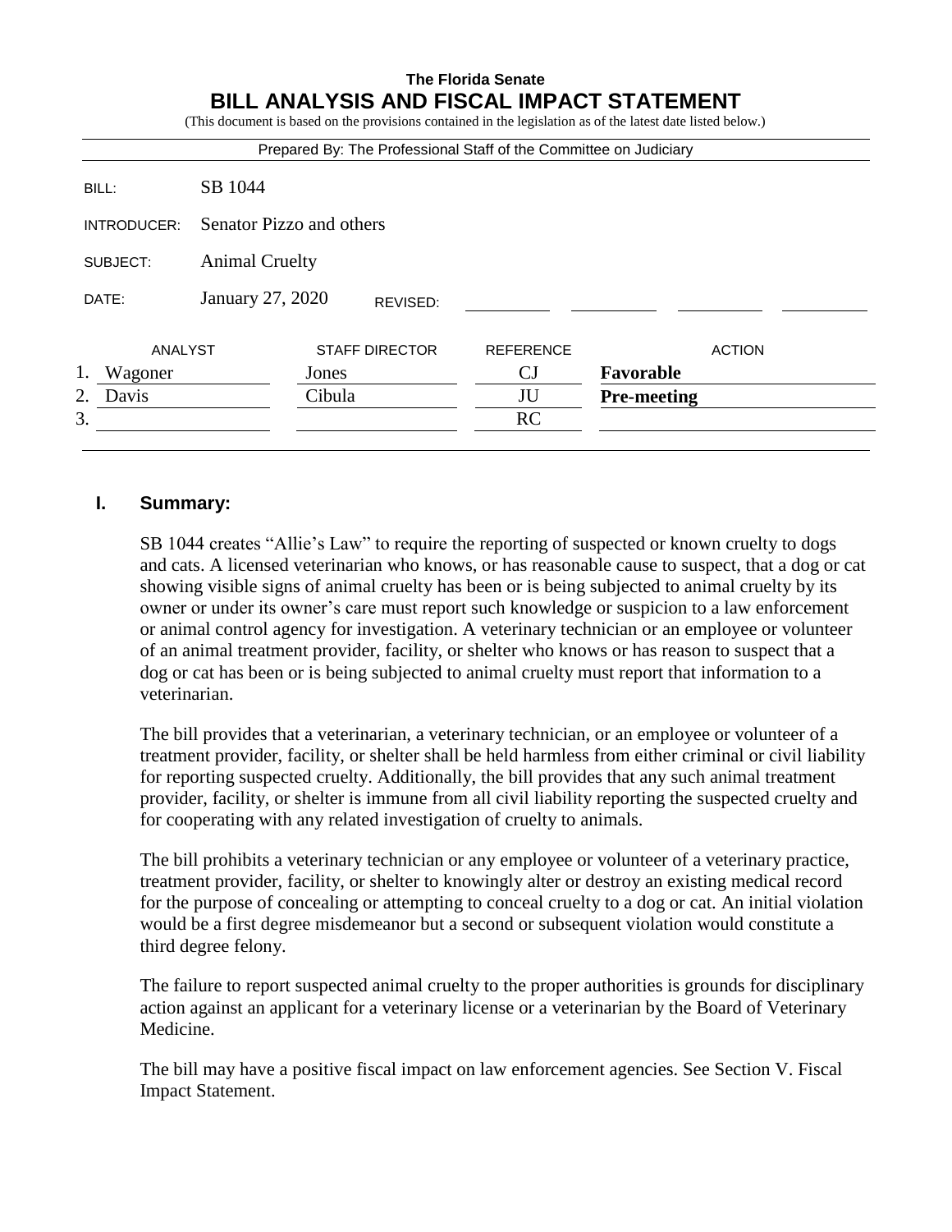**The Florida Senate**

# BILL ANALYSIS AND FISCAL IMPACT STATEMENT

(This document is based on the provisions contained in the legislation as of the latest date listed below.)

Prepared By: The Professional Staff of the Committee on Judiciary

| | |
|---|---|
| BILL: | SB 1044 |
| INTRODUCER: | Senator Pizzo and others |
| SUBJECT: | Animal Cruelty |
| DATE: | January 27, 2020 REVISED: |

| | ANALYST | STAFF DIRECTOR | REFERENCE | ACTION |
|---|---|---|---|---|
| 1. | Wagoner | Jones | CJ | **Favorable** |
| 2. | Davis | Cibula | JU | **Pre-meeting** |
| 3. | | | RC | |

## I. Summary:

SB 1044 creates "Allie's Law" to require the reporting of suspected or known cruelty to dogs and cats. A licensed veterinarian who knows, or has reasonable cause to suspect, that a dog or cat showing visible signs of animal cruelty has been or is being subjected to animal cruelty by its owner or under its owner's care must report such knowledge or suspicion to a law enforcement or animal control agency for investigation. A veterinary technician or an employee or volunteer of an animal treatment provider, facility, or shelter who knows or has reason to suspect that a dog or cat has been or is being subjected to animal cruelty must report that information to a veterinarian.

The bill provides that a veterinarian, a veterinary technician, or an employee or volunteer of a treatment provider, facility, or shelter shall be held harmless from either criminal or civil liability for reporting suspected cruelty. Additionally, the bill provides that any such animal treatment provider, facility, or shelter is immune from all civil liability reporting the suspected cruelty and for cooperating with any related investigation of cruelty to animals.

The bill prohibits a veterinary technician or any employee or volunteer of a veterinary practice, treatment provider, facility, or shelter to knowingly alter or destroy an existing medical record for the purpose of concealing or attempting to conceal cruelty to a dog or cat. An initial violation would be a first degree misdemeanor but a second or subsequent violation would constitute a third degree felony.

The failure to report suspected animal cruelty to the proper authorities is grounds for disciplinary action against an applicant for a veterinary license or a veterinarian by the Board of Veterinary Medicine.

The bill may have a positive fiscal impact on law enforcement agencies. See Section V. Fiscal Impact Statement.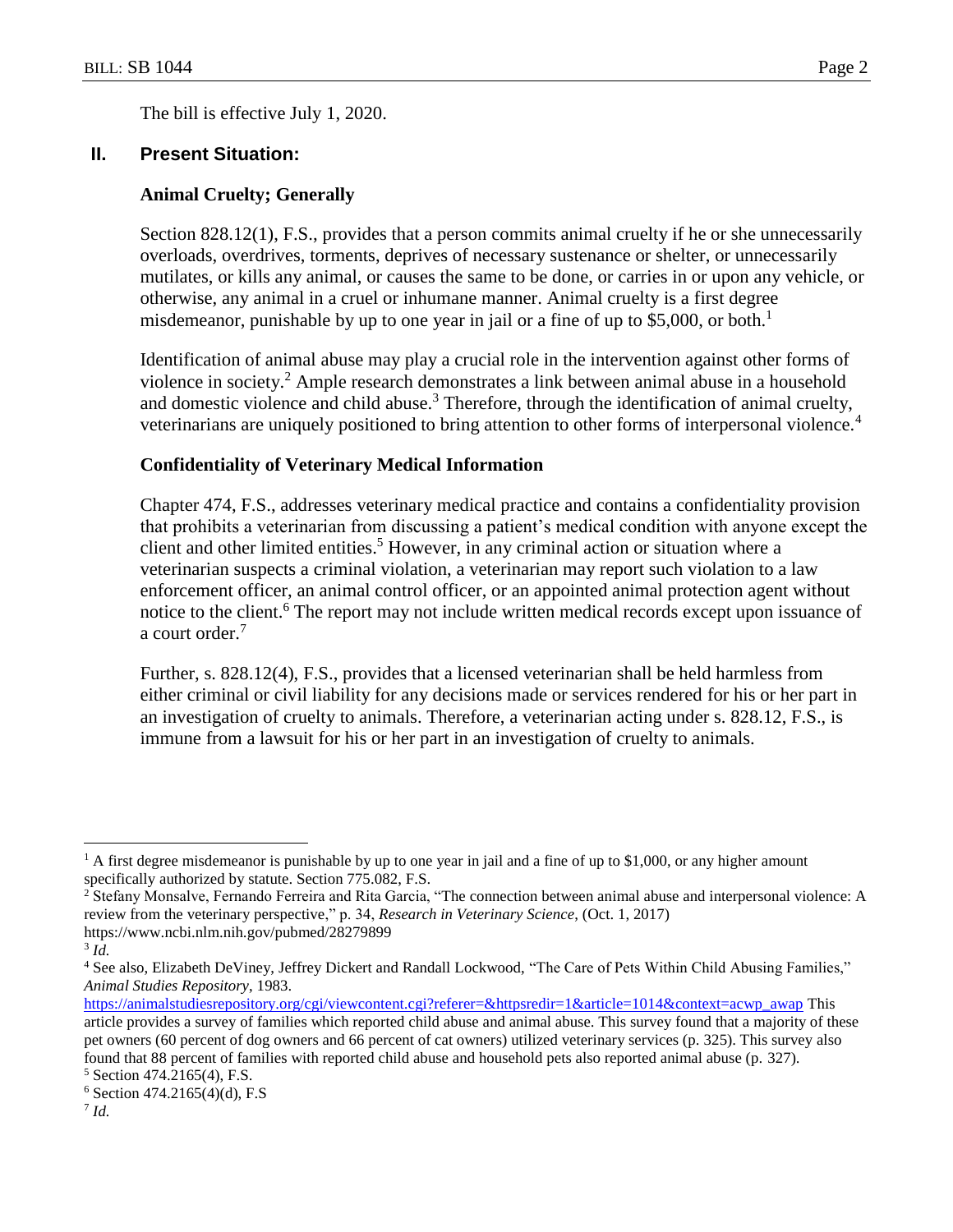The bill is effective July 1, 2020.

## II. Present Situation:

### Animal Cruelty; Generally

Section 828.12(1), F.S., provides that a person commits animal cruelty if he or she unnecessarily overloads, overdrives, torments, deprives of necessary sustenance or shelter, or unnecessarily mutilates, or kills any animal, or causes the same to be done, or carries in or upon any vehicle, or otherwise, any animal in a cruel or inhumane manner. Animal cruelty is a first degree misdemeanor, punishable by up to one year in jail or a fine of up to $5,000, or both.[1]

Identification of animal abuse may play a crucial role in the intervention against other forms of violence in society.[2] Ample research demonstrates a link between animal abuse in a household and domestic violence and child abuse.[3] Therefore, through the identification of animal cruelty, veterinarians are uniquely positioned to bring attention to other forms of interpersonal violence.[4]

### Confidentiality of Veterinary Medical Information

Chapter 474, F.S., addresses veterinary medical practice and contains a confidentiality provision that prohibits a veterinarian from discussing a patient's medical condition with anyone except the client and other limited entities.[5] However, in any criminal action or situation where a veterinarian suspects a criminal violation, a veterinarian may report such violation to a law enforcement officer, an animal control officer, or an appointed animal protection agent without notice to the client.[6] The report may not include written medical records except upon issuance of a court order.[7]

Further, s. 828.12(4), F.S., provides that a licensed veterinarian shall be held harmless from either criminal or civil liability for any decisions made or services rendered for his or her part in an investigation of cruelty to animals. Therefore, a veterinarian acting under s. 828.12, F.S., is immune from a lawsuit for his or her part in an investigation of cruelty to animals.

---

[1] A first degree misdemeanor is punishable by up to one year in jail and a fine of up to $1,000, or any higher amount specifically authorized by statute. Section 775.082, F.S.

[2] Stefany Monsalve, Fernando Ferreira and Rita Garcia, "The connection between animal abuse and interpersonal violence: A review from the veterinary perspective," p. 34, *Research in Veterinary Science*, (Oct. 1, 2017) https://www.ncbi.nlm.nih.gov/pubmed/28279899

[3] *Id.*

[4] See also, Elizabeth DeViney, Jeffrey Dickert and Randall Lockwood, "The Care of Pets Within Child Abusing Families," *Animal Studies Repository*, 1983. https://animalstudiesrepository.org/cgi/viewcontent.cgi?referer=&httpsredir=1&article=1014&context=acwp_awap This article provides a survey of families which reported child abuse and animal abuse. This survey found that a majority of these pet owners (60 percent of dog owners and 66 percent of cat owners) utilized veterinary services (p. 325). This survey also found that 88 percent of families with reported child abuse and household pets also reported animal abuse (p. 327).

[5] Section 474.2165(4), F.S.

[6] Section 474.2165(4)(d), F.S

[7] *Id.*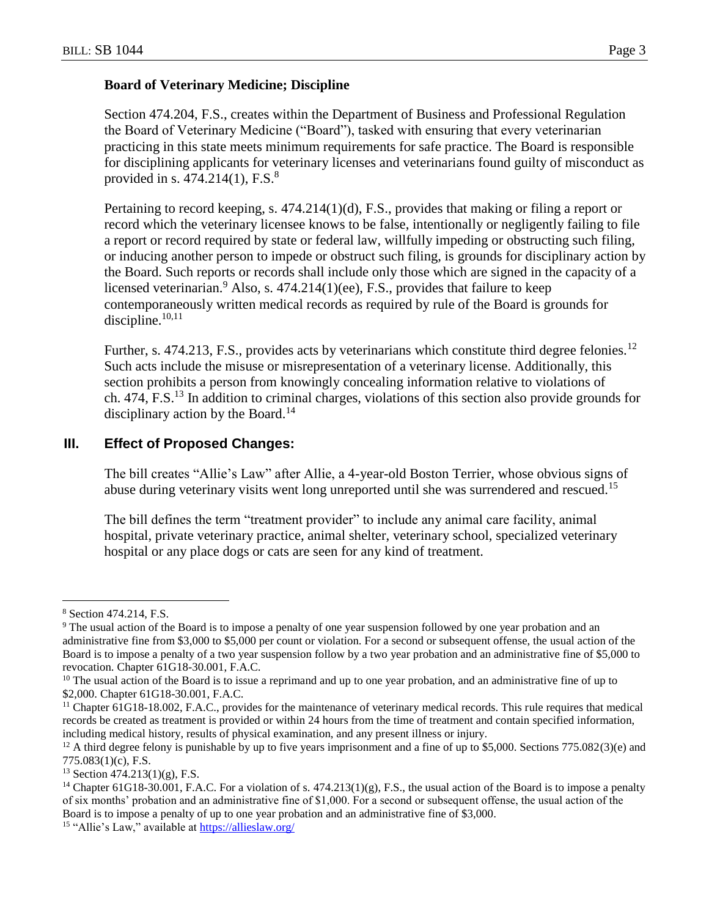**Board of Veterinary Medicine; Discipline**

Section 474.204, F.S., creates within the Department of Business and Professional Regulation the Board of Veterinary Medicine ("Board"), tasked with ensuring that every veterinarian practicing in this state meets minimum requirements for safe practice. The Board is responsible for disciplining applicants for veterinary licenses and veterinarians found guilty of misconduct as provided in s. 474.214(1), F.S.[8]

Pertaining to record keeping, s. 474.214(1)(d), F.S., provides that making or filing a report or record which the veterinary licensee knows to be false, intentionally or negligently failing to file a report or record required by state or federal law, willfully impeding or obstructing such filing, or inducing another person to impede or obstruct such filing, is grounds for disciplinary action by the Board. Such reports or records shall include only those which are signed in the capacity of a licensed veterinarian.[9] Also, s. 474.214(1)(ee), F.S., provides that failure to keep contemporaneously written medical records as required by rule of the Board is grounds for discipline.[10,11]

Further, s. 474.213, F.S., provides acts by veterinarians which constitute third degree felonies.[12] Such acts include the misuse or misrepresentation of a veterinary license. Additionally, this section prohibits a person from knowingly concealing information relative to violations of ch. 474, F.S.[13] In addition to criminal charges, violations of this section also provide grounds for disciplinary action by the Board.[14]

## III. Effect of Proposed Changes:

The bill creates "Allie's Law" after Allie, a 4-year-old Boston Terrier, whose obvious signs of abuse during veterinary visits went long unreported until she was surrendered and rescued.[15]

The bill defines the term "treatment provider" to include any animal care facility, animal hospital, private veterinary practice, animal shelter, veterinary school, specialized veterinary hospital or any place dogs or cats are seen for any kind of treatment.

---

[8] Section 474.214, F.S.

[9] The usual action of the Board is to impose a penalty of one year suspension followed by one year probation and an administrative fine from $3,000 to $5,000 per count or violation. For a second or subsequent offense, the usual action of the Board is to impose a penalty of a two year suspension follow by a two year probation and an administrative fine of $5,000 to revocation. Chapter 61G18-30.001, F.A.C.

[10] The usual action of the Board is to issue a reprimand and up to one year probation, and an administrative fine of up to $2,000. Chapter 61G18-30.001, F.A.C.

[11] Chapter 61G18-18.002, F.A.C., provides for the maintenance of veterinary medical records. This rule requires that medical records be created as treatment is provided or within 24 hours from the time of treatment and contain specified information, including medical history, results of physical examination, and any present illness or injury.

[12] A third degree felony is punishable by up to five years imprisonment and a fine of up to $5,000. Sections 775.082(3)(e) and 775.083(1)(c), F.S.

[13] Section 474.213(1)(g), F.S.

[14] Chapter 61G18-30.001, F.A.C. For a violation of s. 474.213(1)(g), F.S., the usual action of the Board is to impose a penalty of six months' probation and an administrative fine of $1,000. For a second or subsequent offense, the usual action of the Board is to impose a penalty of up to one year probation and an administrative fine of $3,000.

[15] "Allie's Law," available at https://allieslaw.org/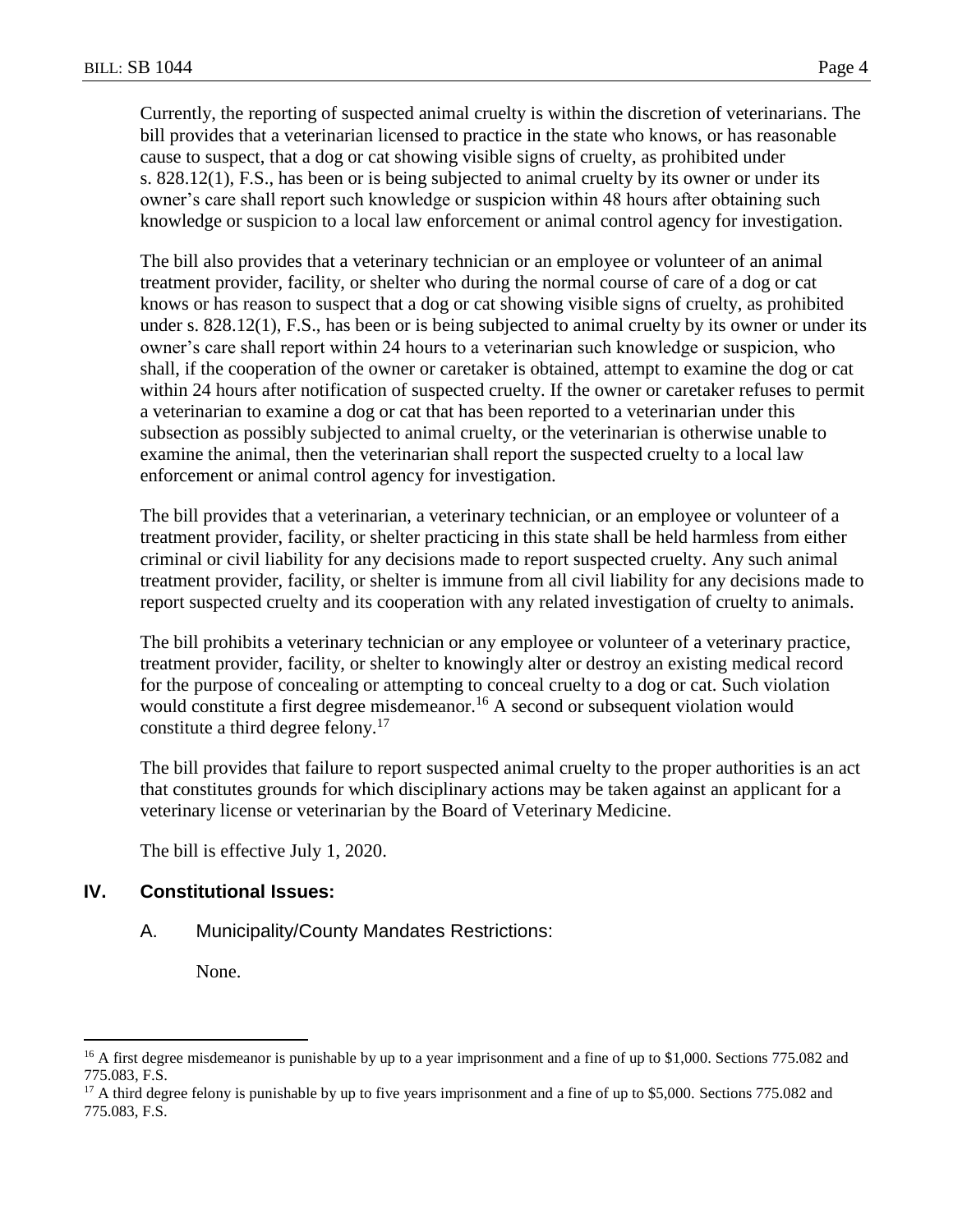Currently, the reporting of suspected animal cruelty is within the discretion of veterinarians. The bill provides that a veterinarian licensed to practice in the state who knows, or has reasonable cause to suspect, that a dog or cat showing visible signs of cruelty, as prohibited under s. 828.12(1), F.S., has been or is being subjected to animal cruelty by its owner or under its owner's care shall report such knowledge or suspicion within 48 hours after obtaining such knowledge or suspicion to a local law enforcement or animal control agency for investigation.

The bill also provides that a veterinary technician or an employee or volunteer of an animal treatment provider, facility, or shelter who during the normal course of care of a dog or cat knows or has reason to suspect that a dog or cat showing visible signs of cruelty, as prohibited under s. 828.12(1), F.S., has been or is being subjected to animal cruelty by its owner or under its owner's care shall report within 24 hours to a veterinarian such knowledge or suspicion, who shall, if the cooperation of the owner or caretaker is obtained, attempt to examine the dog or cat within 24 hours after notification of suspected cruelty. If the owner or caretaker refuses to permit a veterinarian to examine a dog or cat that has been reported to a veterinarian under this subsection as possibly subjected to animal cruelty, or the veterinarian is otherwise unable to examine the animal, then the veterinarian shall report the suspected cruelty to a local law enforcement or animal control agency for investigation.

The bill provides that a veterinarian, a veterinary technician, or an employee or volunteer of a treatment provider, facility, or shelter practicing in this state shall be held harmless from either criminal or civil liability for any decisions made to report suspected cruelty. Any such animal treatment provider, facility, or shelter is immune from all civil liability for any decisions made to report suspected cruelty and its cooperation with any related investigation of cruelty to animals.

The bill prohibits a veterinary technician or any employee or volunteer of a veterinary practice, treatment provider, facility, or shelter to knowingly alter or destroy an existing medical record for the purpose of concealing or attempting to conceal cruelty to a dog or cat. Such violation would constitute a first degree misdemeanor.[16] A second or subsequent violation would constitute a third degree felony.[17]

The bill provides that failure to report suspected animal cruelty to the proper authorities is an act that constitutes grounds for which disciplinary actions may be taken against an applicant for a veterinary license or veterinarian by the Board of Veterinary Medicine.

The bill is effective July 1, 2020.

## IV. Constitutional Issues:

### A. Municipality/County Mandates Restrictions:

None.

---

[16] A first degree misdemeanor is punishable by up to a year imprisonment and a fine of up to $1,000. Sections 775.082 and 775.083, F.S.

[17] A third degree felony is punishable by up to five years imprisonment and a fine of up to $5,000. Sections 775.082 and 775.083, F.S.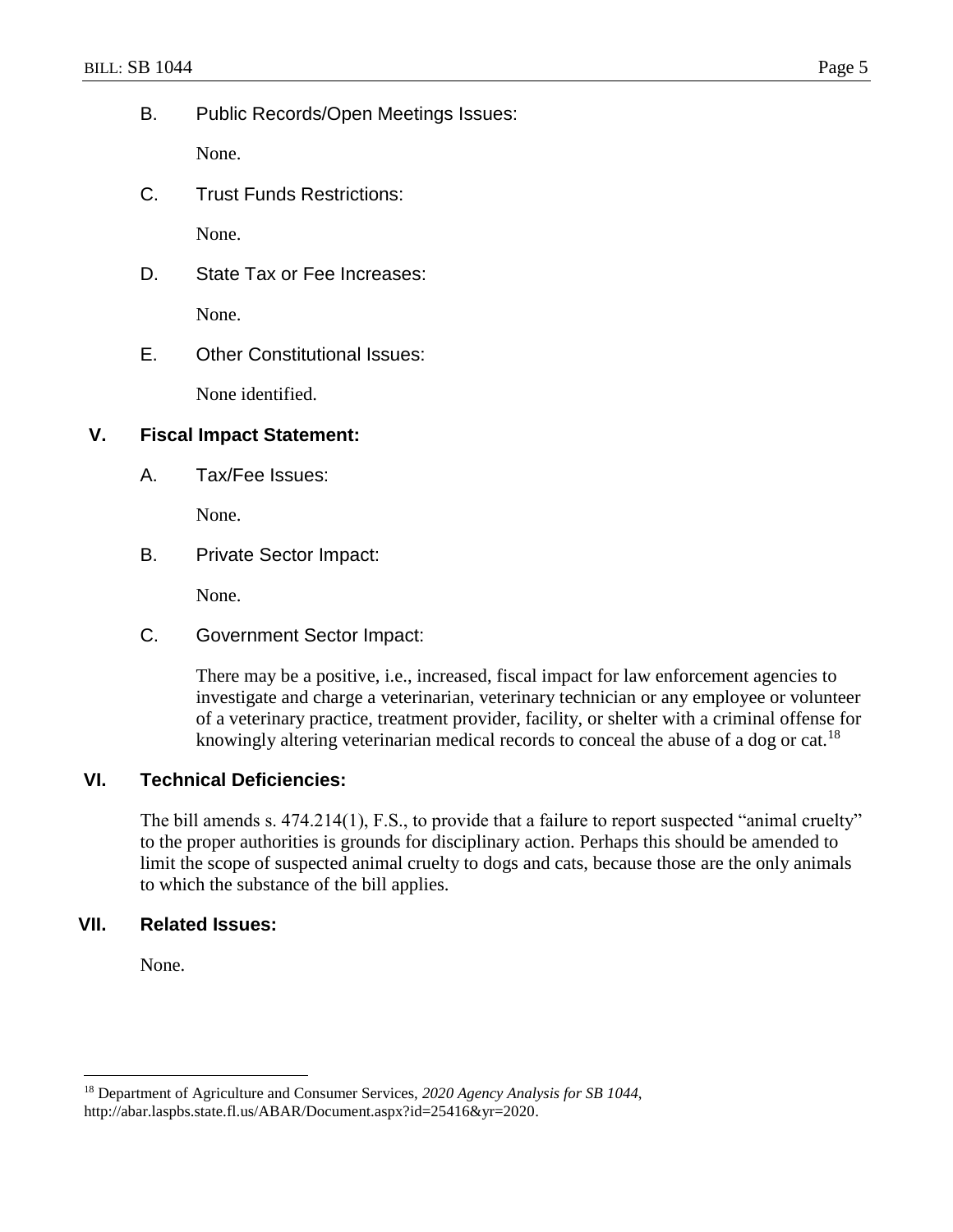B. Public Records/Open Meetings Issues:

None.

C. Trust Funds Restrictions:

None.

D. State Tax or Fee Increases:

None.

E. Other Constitutional Issues:

None identified.

## V. Fiscal Impact Statement:

A. Tax/Fee Issues:

None.

B. Private Sector Impact:

None.

C. Government Sector Impact:

There may be a positive, i.e., increased, fiscal impact for law enforcement agencies to investigate and charge a veterinarian, veterinary technician or any employee or volunteer of a veterinary practice, treatment provider, facility, or shelter with a criminal offense for knowingly altering veterinarian medical records to conceal the abuse of a dog or cat.[18]

## VI. Technical Deficiencies:

The bill amends s. 474.214(1), F.S., to provide that a failure to report suspected "animal cruelty" to the proper authorities is grounds for disciplinary action. Perhaps this should be amended to limit the scope of suspected animal cruelty to dogs and cats, because those are the only animals to which the substance of the bill applies.

## VII. Related Issues:

None.

---

[18] Department of Agriculture and Consumer Services, *2020 Agency Analysis for SB 1044*, http://abar.laspbs.state.fl.us/ABAR/Document.aspx?id=25416&yr=2020.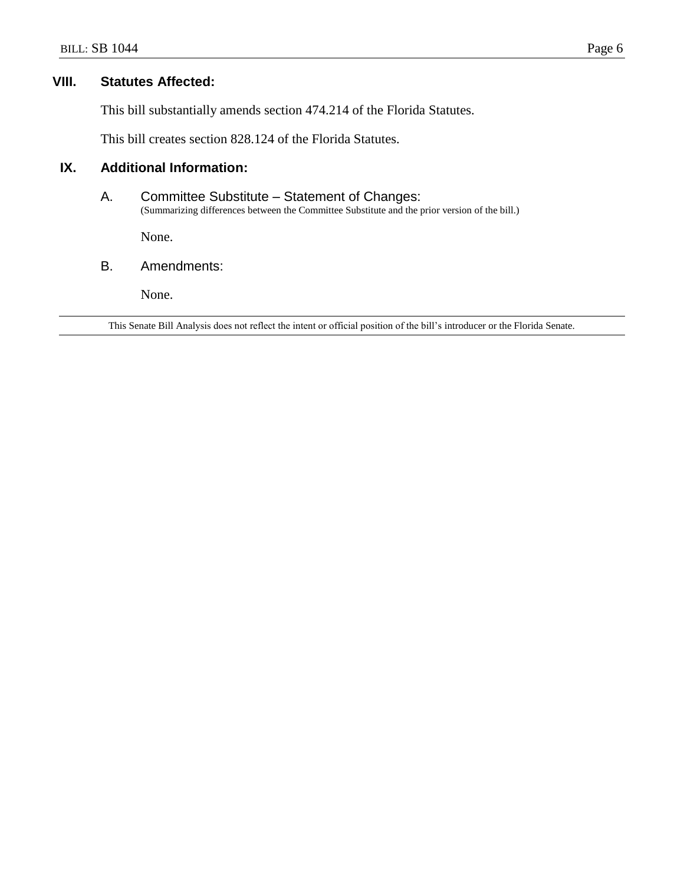## VIII. Statutes Affected:

This bill substantially amends section 474.214 of the Florida Statutes.

This bill creates section 828.124 of the Florida Statutes.

## IX. Additional Information:

### A. Committee Substitute – Statement of Changes:

(Summarizing differences between the Committee Substitute and the prior version of the bill.)

None.

### B. Amendments:

None.

---

This Senate Bill Analysis does not reflect the intent or official position of the bill's introducer or the Florida Senate.